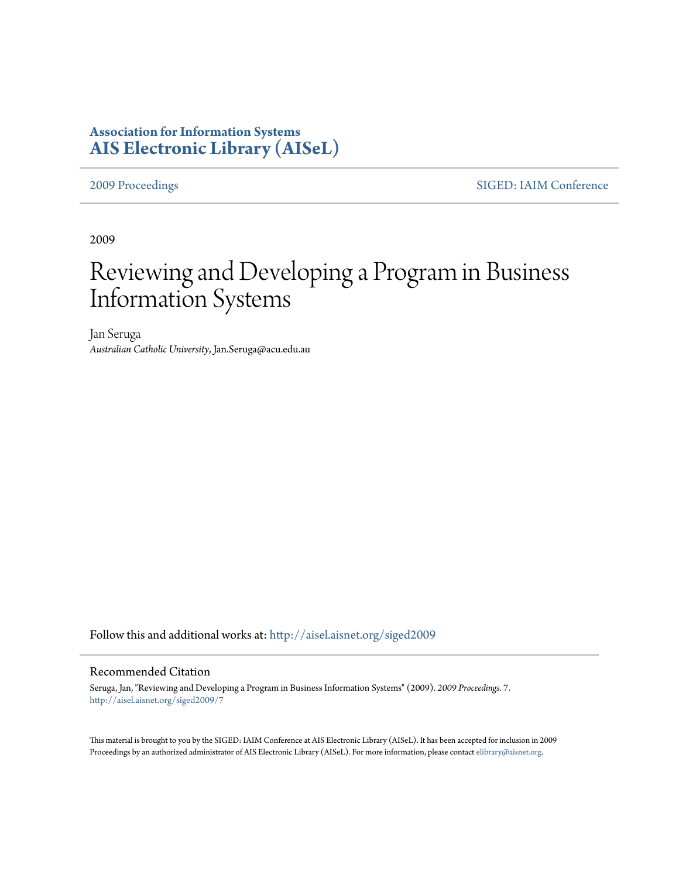**Association for Information Systems**
**AIS Electronic Library (AISeL)**

2009 Proceedings | SIGED: IAIM Conference

2009

# Reviewing and Developing a Program in Business Information Systems

Jan Seruga
*Australian Catholic University*, Jan.Seruga@acu.edu.au

Follow this and additional works at: http://aisel.aisnet.org/siged2009

## Recommended Citation

Seruga, Jan, "Reviewing and Developing a Program in Business Information Systems" (2009). *2009 Proceedings*. 7.
http://aisel.aisnet.org/siged2009/7

This material is brought to you by the SIGED: IAIM Conference at AIS Electronic Library (AISeL). It has been accepted for inclusion in 2009 Proceedings by an authorized administrator of AIS Electronic Library (AISeL). For more information, please contact elibrary@aisnet.org.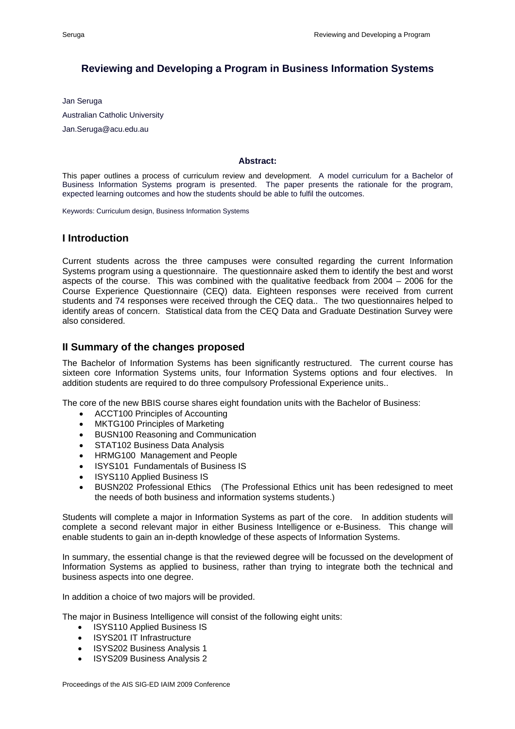## Reviewing and Developing a Program in Business Information Systems

Jan Seruga

Australian Catholic University

Jan.Seruga@acu.edu.au

**Abstract:**

This paper outlines a process of curriculum review and development. A model curriculum for a Bachelor of Business Information Systems program is presented. The paper presents the rationale for the program, expected learning outcomes and how the students should be able to fulfil the outcomes.

Keywords: Curriculum design, Business Information Systems

## I Introduction

Current students across the three campuses were consulted regarding the current Information Systems program using a questionnaire. The questionnaire asked them to identify the best and worst aspects of the course. This was combined with the qualitative feedback from 2004 – 2006 for the Course Experience Questionnaire (CEQ) data. Eighteen responses were received from current students and 74 responses were received through the CEQ data.. The two questionnaires helped to identify areas of concern. Statistical data from the CEQ Data and Graduate Destination Survey were also considered.

## II Summary of the changes proposed

The Bachelor of Information Systems has been significantly restructured. The current course has sixteen core Information Systems units, four Information Systems options and four electives. In addition students are required to do three compulsory Professional Experience units..

The core of the new BBIS course shares eight foundation units with the Bachelor of Business:

- ACCT100 Principles of Accounting
- MKTG100 Principles of Marketing
- BUSN100 Reasoning and Communication
- STAT102 Business Data Analysis
- HRMG100 Management and People
- ISYS101 Fundamentals of Business IS
- ISYS110 Applied Business IS
- BUSN202 Professional Ethics (The Professional Ethics unit has been redesigned to meet the needs of both business and information systems students.)

Students will complete a major in Information Systems as part of the core. In addition students will complete a second relevant major in either Business Intelligence or e-Business. This change will enable students to gain an in-depth knowledge of these aspects of Information Systems.

In summary, the essential change is that the reviewed degree will be focussed on the development of Information Systems as applied to business, rather than trying to integrate both the technical and business aspects into one degree.

In addition a choice of two majors will be provided.

The major in Business Intelligence will consist of the following eight units:

- ISYS110 Applied Business IS
- ISYS201 IT Infrastructure
- ISYS202 Business Analysis 1
- ISYS209 Business Analysis 2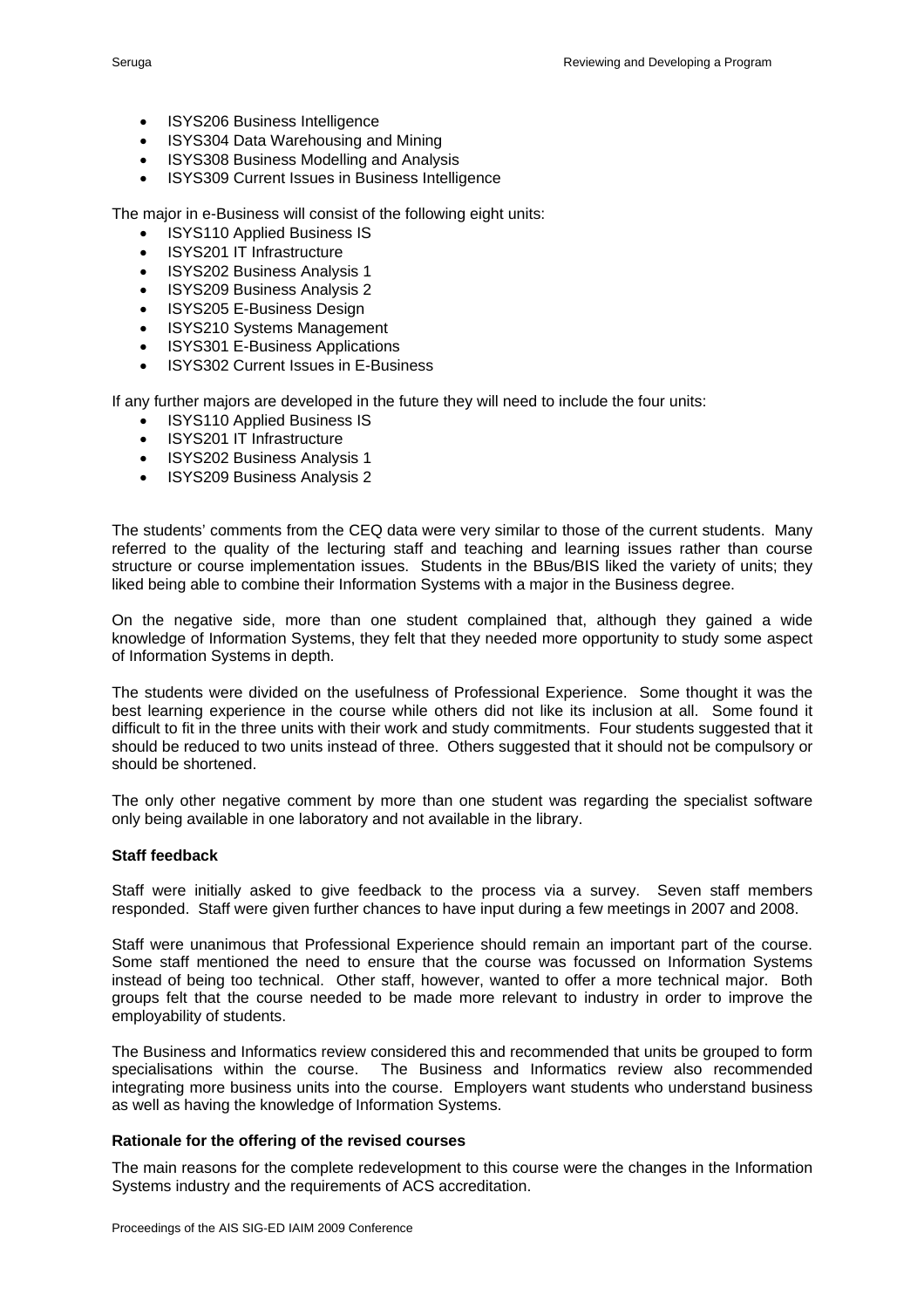- ISYS206 Business Intelligence
- ISYS304 Data Warehousing and Mining
- ISYS308 Business Modelling and Analysis
- ISYS309 Current Issues in Business Intelligence

The major in e-Business will consist of the following eight units:

- ISYS110 Applied Business IS
- ISYS201 IT Infrastructure
- ISYS202 Business Analysis 1
- ISYS209 Business Analysis 2
- ISYS205 E-Business Design
- ISYS210 Systems Management
- ISYS301 E-Business Applications
- ISYS302 Current Issues in E-Business

If any further majors are developed in the future they will need to include the four units:

- ISYS110 Applied Business IS
- ISYS201 IT Infrastructure
- ISYS202 Business Analysis 1
- ISYS209 Business Analysis 2

The students' comments from the CEQ data were very similar to those of the current students. Many referred to the quality of the lecturing staff and teaching and learning issues rather than course structure or course implementation issues. Students in the BBus/BIS liked the variety of units; they liked being able to combine their Information Systems with a major in the Business degree.

On the negative side, more than one student complained that, although they gained a wide knowledge of Information Systems, they felt that they needed more opportunity to study some aspect of Information Systems in depth.

The students were divided on the usefulness of Professional Experience. Some thought it was the best learning experience in the course while others did not like its inclusion at all. Some found it difficult to fit in the three units with their work and study commitments. Four students suggested that it should be reduced to two units instead of three. Others suggested that it should not be compulsory or should be shortened.

The only other negative comment by more than one student was regarding the specialist software only being available in one laboratory and not available in the library.

**Staff feedback**

Staff were initially asked to give feedback to the process via a survey. Seven staff members responded. Staff were given further chances to have input during a few meetings in 2007 and 2008.

Staff were unanimous that Professional Experience should remain an important part of the course. Some staff mentioned the need to ensure that the course was focussed on Information Systems instead of being too technical. Other staff, however, wanted to offer a more technical major. Both groups felt that the course needed to be made more relevant to industry in order to improve the employability of students.

The Business and Informatics review considered this and recommended that units be grouped to form specialisations within the course. The Business and Informatics review also recommended integrating more business units into the course. Employers want students who understand business as well as having the knowledge of Information Systems.

**Rationale for the offering of the revised courses**

The main reasons for the complete redevelopment to this course were the changes in the Information Systems industry and the requirements of ACS accreditation.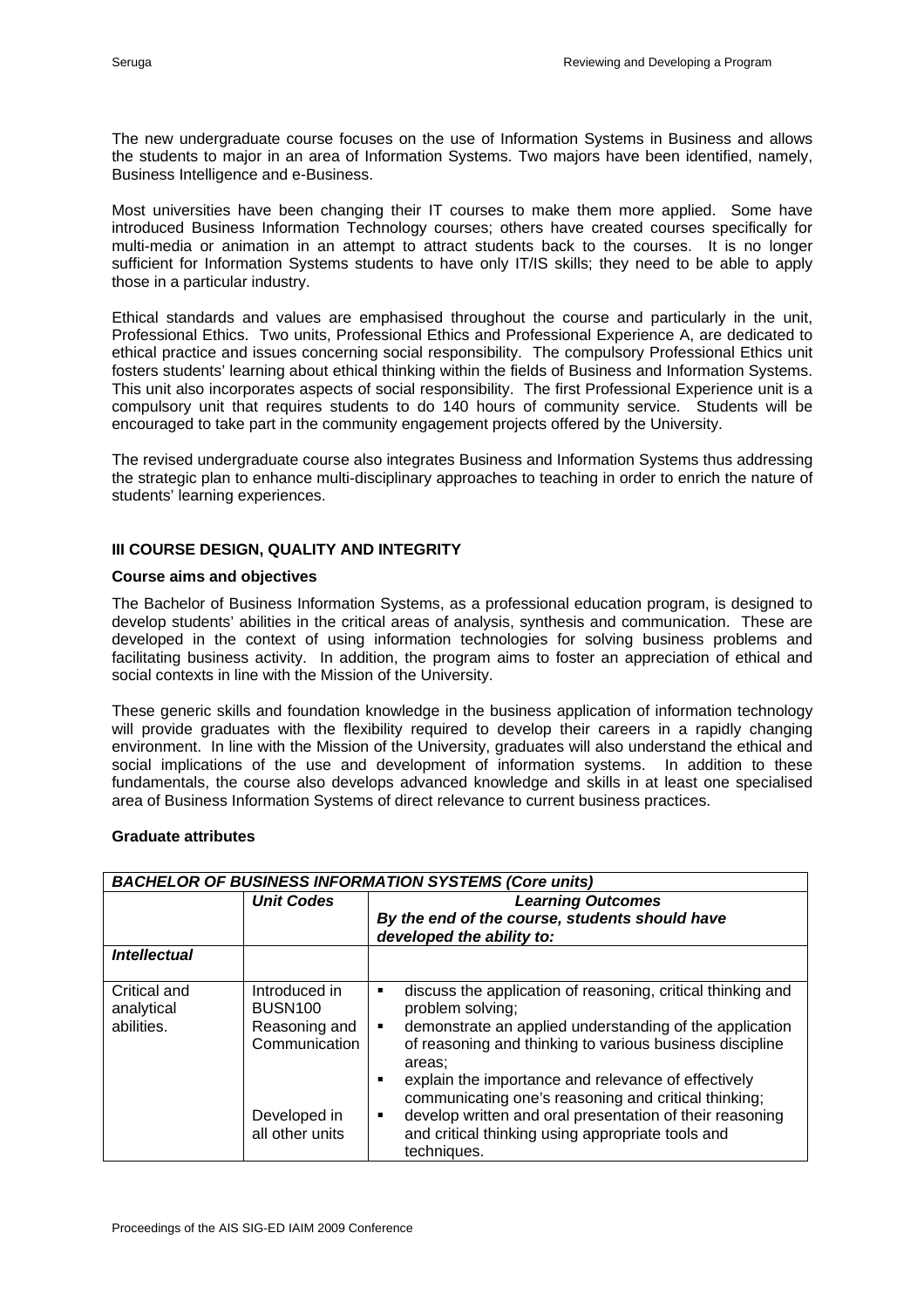The new undergraduate course focuses on the use of Information Systems in Business and allows the students to major in an area of Information Systems. Two majors have been identified, namely, Business Intelligence and e-Business.

Most universities have been changing their IT courses to make them more applied. Some have introduced Business Information Technology courses; others have created courses specifically for multi-media or animation in an attempt to attract students back to the courses. It is no longer sufficient for Information Systems students to have only IT/IS skills; they need to be able to apply those in a particular industry.

Ethical standards and values are emphasised throughout the course and particularly in the unit, Professional Ethics. Two units, Professional Ethics and Professional Experience A, are dedicated to ethical practice and issues concerning social responsibility. The compulsory Professional Ethics unit fosters students' learning about ethical thinking within the fields of Business and Information Systems. This unit also incorporates aspects of social responsibility. The first Professional Experience unit is a compulsory unit that requires students to do 140 hours of community service. Students will be encouraged to take part in the community engagement projects offered by the University.

The revised undergraduate course also integrates Business and Information Systems thus addressing the strategic plan to enhance multi-disciplinary approaches to teaching in order to enrich the nature of students' learning experiences.

## III COURSE DESIGN, QUALITY AND INTEGRITY

### Course aims and objectives

The Bachelor of Business Information Systems, as a professional education program, is designed to develop students' abilities in the critical areas of analysis, synthesis and communication. These are developed in the context of using information technologies for solving business problems and facilitating business activity. In addition, the program aims to foster an appreciation of ethical and social contexts in line with the Mission of the University.

These generic skills and foundation knowledge in the business application of information technology will provide graduates with the flexibility required to develop their careers in a rapidly changing environment. In line with the Mission of the University, graduates will also understand the ethical and social implications of the use and development of information systems. In addition to these fundamentals, the course also develops advanced knowledge and skills in at least one specialised area of Business Information Systems of direct relevance to current business practices.

### Graduate attributes

| ***BACHELOR OF BUSINESS INFORMATION SYSTEMS (Core units)*** | | |
|---|---|---|
| | ***Unit Codes*** | ***Learning Outcomes***<br>***By the end of the course, students should have developed the ability to:*** |
| ***Intellectual*** | | |
| Critical and analytical abilities. | Introduced in BUSN100 Reasoning and Communication<br><br>Developed in all other units | ▪ discuss the application of reasoning, critical thinking and problem solving;<br>▪ demonstrate an applied understanding of the application of reasoning and thinking to various business discipline areas;<br>▪ explain the importance and relevance of effectively communicating one's reasoning and critical thinking;<br>▪ develop written and oral presentation of their reasoning and critical thinking using appropriate tools and techniques. |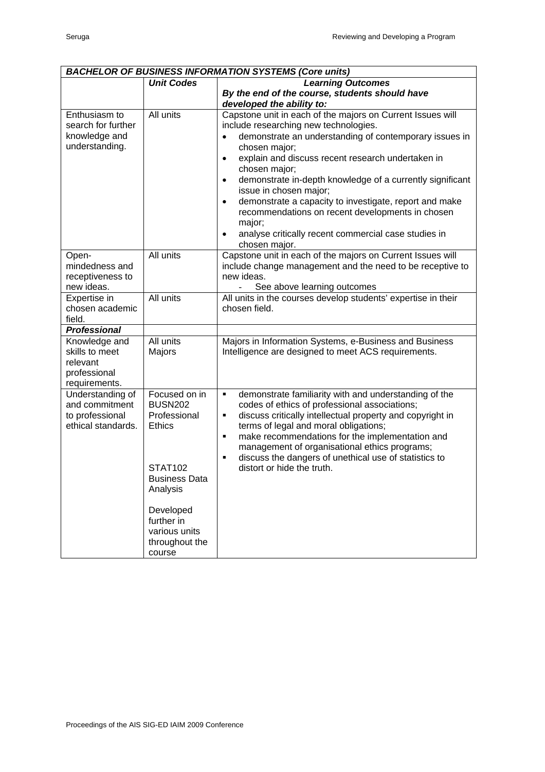| ***BACHELOR OF BUSINESS INFORMATION SYSTEMS (Core units)*** | | |
|---|---|---|
| | ***Unit Codes*** | ***Learning Outcomes*** ***By the end of the course, students should have developed the ability to:*** |
| Enthusiasm to search for further knowledge and understanding. | All units | Capstone unit in each of the majors on Current Issues will include researching new technologies. <br>• demonstrate an understanding of contemporary issues in chosen major; <br>• explain and discuss recent research undertaken in chosen major; <br>• demonstrate in-depth knowledge of a currently significant issue in chosen major; <br>• demonstrate a capacity to investigate, report and make recommendations on recent developments in chosen major; <br>• analyse critically recent commercial case studies in chosen major. |
| Open-mindedness and receptiveness to new ideas. | All units | Capstone unit in each of the majors on Current Issues will include change management and the need to be receptive to new ideas. <br>- See above learning outcomes |
| Expertise in chosen academic field. | All units | All units in the courses develop students' expertise in their chosen field. |
| ***Professional*** | | |
| Knowledge and skills to meet relevant professional requirements. | All units Majors | Majors in Information Systems, e-Business and Business Intelligence are designed to meet ACS requirements. |
| Understanding of and commitment to professional ethical standards. | Focused on in BUSN202 Professional Ethics <br><br> STAT102 Business Data Analysis <br><br> Developed further in various units throughout the course | ▪ demonstrate familiarity with and understanding of the codes of ethics of professional associations; <br>▪ discuss critically intellectual property and copyright in terms of legal and moral obligations; <br>▪ make recommendations for the implementation and management of organisational ethics programs; <br>▪ discuss the dangers of unethical use of statistics to distort or hide the truth. |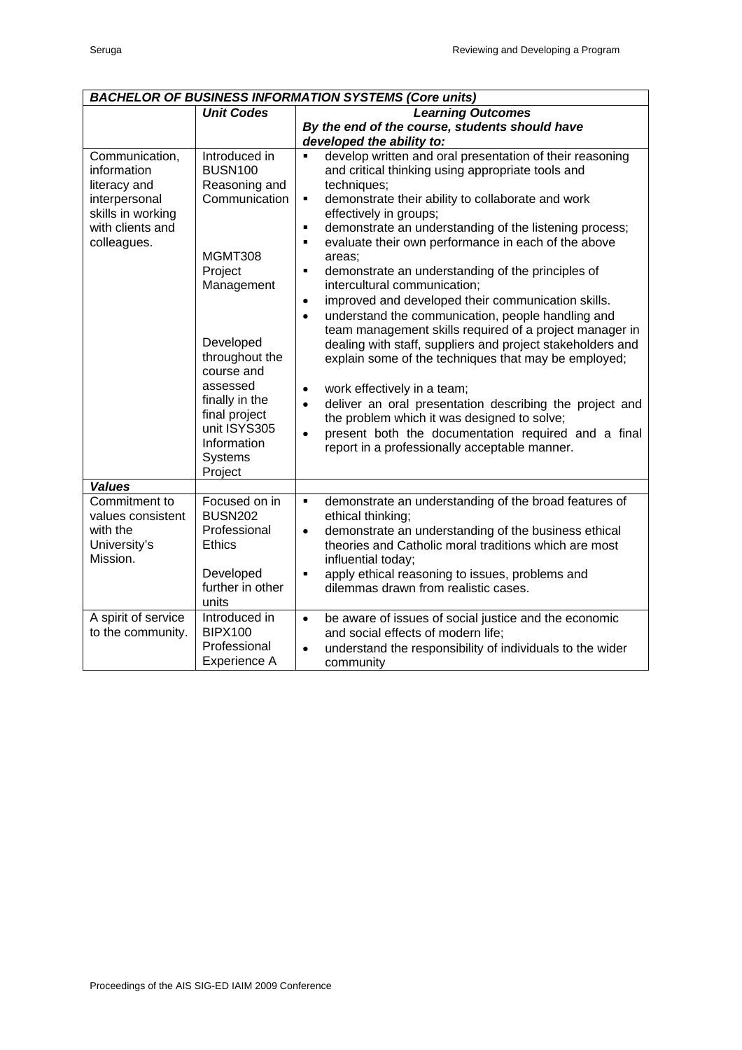| ***BACHELOR OF BUSINESS INFORMATION SYSTEMS (Core units)*** | | |
|---|---|---|
| | ***Unit Codes*** | ***Learning Outcomes*** ***By the end of the course, students should have developed the ability to:*** |
| Communication, information literacy and interpersonal skills in working with clients and colleagues. | Introduced in BUSN100 Reasoning and Communication<br><br>MGMT308 Project Management<br><br>Developed throughout the course and assessed finally in the final project unit ISYS305 Information Systems Project | ▪ develop written and oral presentation of their reasoning and critical thinking using appropriate tools and techniques;<br>▪ demonstrate their ability to collaborate and work effectively in groups;<br>▪ demonstrate an understanding of the listening process;<br>▪ evaluate their own performance in each of the above areas;<br>▪ demonstrate an understanding of the principles of intercultural communication;<br>• improved and developed their communication skills.<br>• understand the communication, people handling and team management skills required of a project manager in dealing with staff, suppliers and project stakeholders and explain some of the techniques that may be employed;<br><br>• work effectively in a team;<br>• deliver an oral presentation describing the project and the problem which it was designed to solve;<br>• present both the documentation required and a final report in a professionally acceptable manner. |
| ***Values*** | | |
| Commitment to values consistent with the University's Mission. | Focused on in BUSN202 Professional Ethics<br><br>Developed further in other units | ▪ demonstrate an understanding of the broad features of ethical thinking;<br>• demonstrate an understanding of the business ethical theories and Catholic moral traditions which are most influential today;<br>▪ apply ethical reasoning to issues, problems and dilemmas drawn from realistic cases. |
| A spirit of service to the community. | Introduced in BIPX100 Professional Experience A | • be aware of issues of social justice and the economic and social effects of modern life;<br>• understand the responsibility of individuals to the wider community |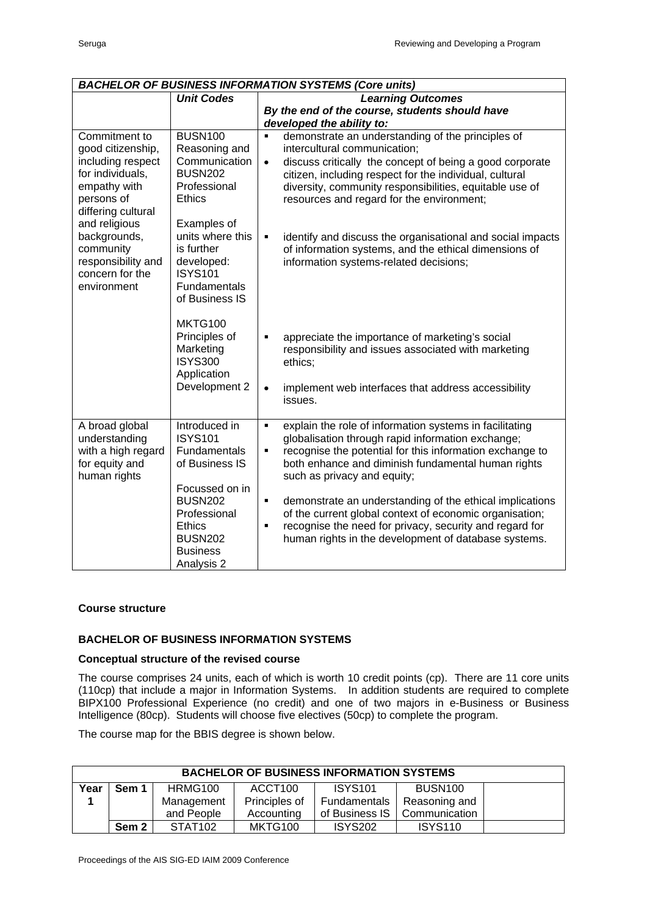| *BACHELOR OF BUSINESS INFORMATION SYSTEMS (Core units)* | | |
|---|---|---|
| | ***Unit Codes*** | ***Learning Outcomes*** ***By the end of the course, students should have developed the ability to:*** |
| Commitment to good citizenship, including respect for individuals, empathy with persons of differing cultural and religious backgrounds, community responsibility and concern for the environment | BUSN100 Reasoning and Communication BUSN202 Professional Ethics | ▪ demonstrate an understanding of the principles of intercultural communication; • discuss critically the concept of being a good corporate citizen, including respect for the individual, cultural diversity, community responsibilities, equitable use of resources and regard for the environment; |
| | Examples of units where this is further developed: ISYS101 Fundamentals of Business IS | ▪ identify and discuss the organisational and social impacts of information systems, and the ethical dimensions of information systems-related decisions; |
| | MKTG100 Principles of Marketing ISYS300 Application Development 2 | ▪ appreciate the importance of marketing's social responsibility and issues associated with marketing ethics; • implement web interfaces that address accessibility issues. |
| A broad global understanding with a high regard for equity and human rights | Introduced in ISYS101 Fundamentals of Business IS | ▪ explain the role of information systems in facilitating globalisation through rapid information exchange; ▪ recognise the potential for this information exchange to both enhance and diminish fundamental human rights such as privacy and equity; |
| | Focussed on in BUSN202 Professional Ethics BUSN202 Business Analysis 2 | ▪ demonstrate an understanding of the ethical implications of the current global context of economic organisation; ▪ recognise the need for privacy, security and regard for human rights in the development of database systems. |

**Course structure**

**BACHELOR OF BUSINESS INFORMATION SYSTEMS**

**Conceptual structure of the revised course**

The course comprises 24 units, each of which is worth 10 credit points (cp). There are 11 core units (110cp) that include a major in Information Systems. In addition students are required to complete BIPX100 Professional Experience (no credit) and one of two majors in e-Business or Business Intelligence (80cp). Students will choose five electives (50cp) to complete the program.

The course map for the BBIS degree is shown below.

| **BACHELOR OF BUSINESS INFORMATION SYSTEMS** | | | | | | |
|---|---|---|---|---|---|---|
| **Year 1** | **Sem 1** | HRMG100 Management and People | ACCT100 Principles of Accounting | ISYS101 Fundamentals of Business IS | BUSN100 Reasoning and Communication | |
| | **Sem 2** | STAT102 | MKTG100 | ISYS202 | ISYS110 | |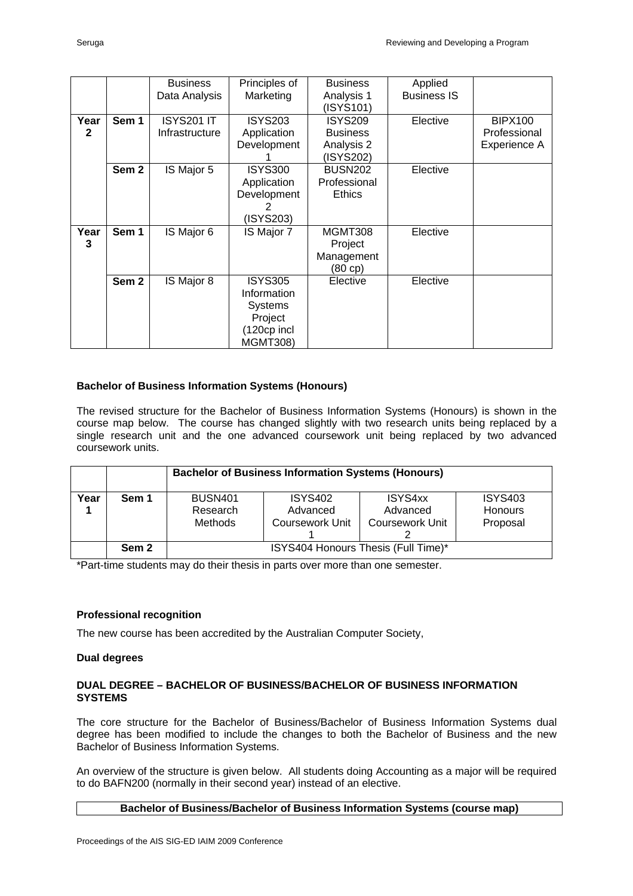| | | Business Data Analysis | Principles of Marketing | Business Analysis 1 (ISYS101) | Applied Business IS | |
|---|---|---|---|---|---|---|
| **Year 2** | **Sem 1** | ISYS201 IT Infrastructure | ISYS203 Application Development 1 | ISYS209 Business Analysis 2 (ISYS202) | Elective | BIPX100 Professional Experience A |
| | **Sem 2** | IS Major 5 | ISYS300 Application Development 2 (ISYS203) | BUSN202 Professional Ethics | Elective | |
| **Year 3** | **Sem 1** | IS Major 6 | IS Major 7 | MGMT308 Project Management (80 cp) | Elective | |
| | **Sem 2** | IS Major 8 | ISYS305 Information Systems Project (120cp incl MGMT308) | Elective | Elective | |

**Bachelor of Business Information Systems (Honours)**

The revised structure for the Bachelor of Business Information Systems (Honours) is shown in the course map below. The course has changed slightly with two research units being replaced by a single research unit and the one advanced coursework unit being replaced by two advanced coursework units.

| | | **Bachelor of Business Information Systems (Honours)** | | | |
|---|---|---|---|---|---|
| **Year 1** | **Sem 1** | BUSN401 Research Methods | ISYS402 Advanced Coursework Unit 1 | ISYS4xx Advanced Coursework Unit 2 | ISYS403 Honours Proposal |
| | **Sem 2** | ISYS404 Honours Thesis (Full Time)* | | | |

*Part-time students may do their thesis in parts over more than one semester.

**Professional recognition**

The new course has been accredited by the Australian Computer Society,

**Dual degrees**

**DUAL DEGREE – BACHELOR OF BUSINESS/BACHELOR OF BUSINESS INFORMATION SYSTEMS**

The core structure for the Bachelor of Business/Bachelor of Business Information Systems dual degree has been modified to include the changes to both the Bachelor of Business and the new Bachelor of Business Information Systems.

An overview of the structure is given below. All students doing Accounting as a major will be required to do BAFN200 (normally in their second year) instead of an elective.

| **Bachelor of Business/Bachelor of Business Information Systems (course map)** |
|---|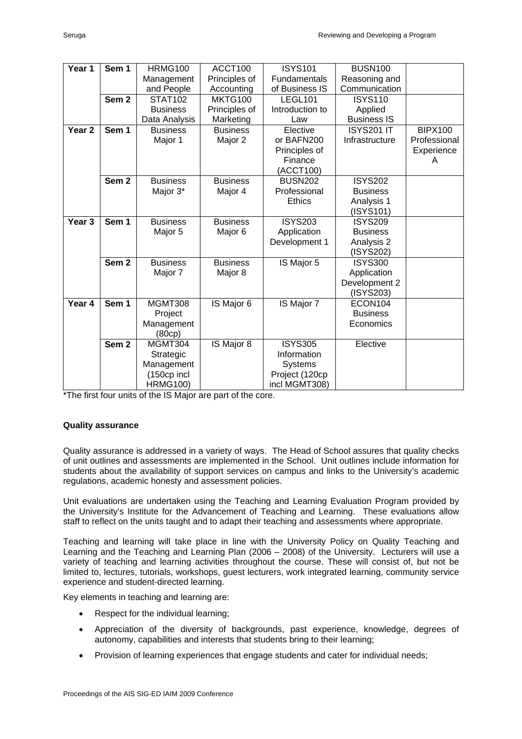| Year 1 | Sem 1 | HRMG100 Management and People | ACCT100 Principles of Accounting | ISYS101 Fundamentals of Business IS | BUSN100 Reasoning and Communication | |
|---|---|---|---|---|---|---|
| | Sem 2 | STAT102 Business Data Analysis | MKTG100 Principles of Marketing | LEGL101 Introduction to Law | ISYS110 Applied Business IS | |
| Year 2 | Sem 1 | Business Major 1 | Business Major 2 | Elective or BAFN200 Principles of Finance (ACCT100) | ISYS201 IT Infrastructure | BIPX100 Professional Experience A |
| | Sem 2 | Business Major 3* | Business Major 4 | BUSN202 Professional Ethics | ISYS202 Business Analysis 1 (ISYS101) | |
| Year 3 | Sem 1 | Business Major 5 | Business Major 6 | ISYS203 Application Development 1 | ISYS209 Business Analysis 2 (ISYS202) | |
| | Sem 2 | Business Major 7 | Business Major 8 | IS Major 5 | ISYS300 Application Development 2 (ISYS203) | |
| Year 4 | Sem 1 | MGMT308 Project Management (80cp) | IS Major 6 | IS Major 7 | ECON104 Business Economics | |
| | Sem 2 | MGMT304 Strategic Management (150cp incl HRMG100) | IS Major 8 | ISYS305 Information Systems Project (120cp incl MGMT308) | Elective | |

*The first four units of the IS Major are part of the core.

**Quality assurance**

Quality assurance is addressed in a variety of ways. The Head of School assures that quality checks of unit outlines and assessments are implemented in the School. Unit outlines include information for students about the availability of support services on campus and links to the University's academic regulations, academic honesty and assessment policies.

Unit evaluations are undertaken using the Teaching and Learning Evaluation Program provided by the University's Institute for the Advancement of Teaching and Learning. These evaluations allow staff to reflect on the units taught and to adapt their teaching and assessments where appropriate.

Teaching and learning will take place in line with the University Policy on Quality Teaching and Learning and the Teaching and Learning Plan (2006 – 2008) of the University. Lecturers will use a variety of teaching and learning activities throughout the course. These will consist of, but not be limited to, lectures, tutorials, workshops, guest lecturers, work integrated learning, community service experience and student-directed learning.

Key elements in teaching and learning are:

- Respect for the individual learning;
- Appreciation of the diversity of backgrounds, past experience, knowledge, degrees of autonomy, capabilities and interests that students bring to their learning;
- Provision of learning experiences that engage students and cater for individual needs;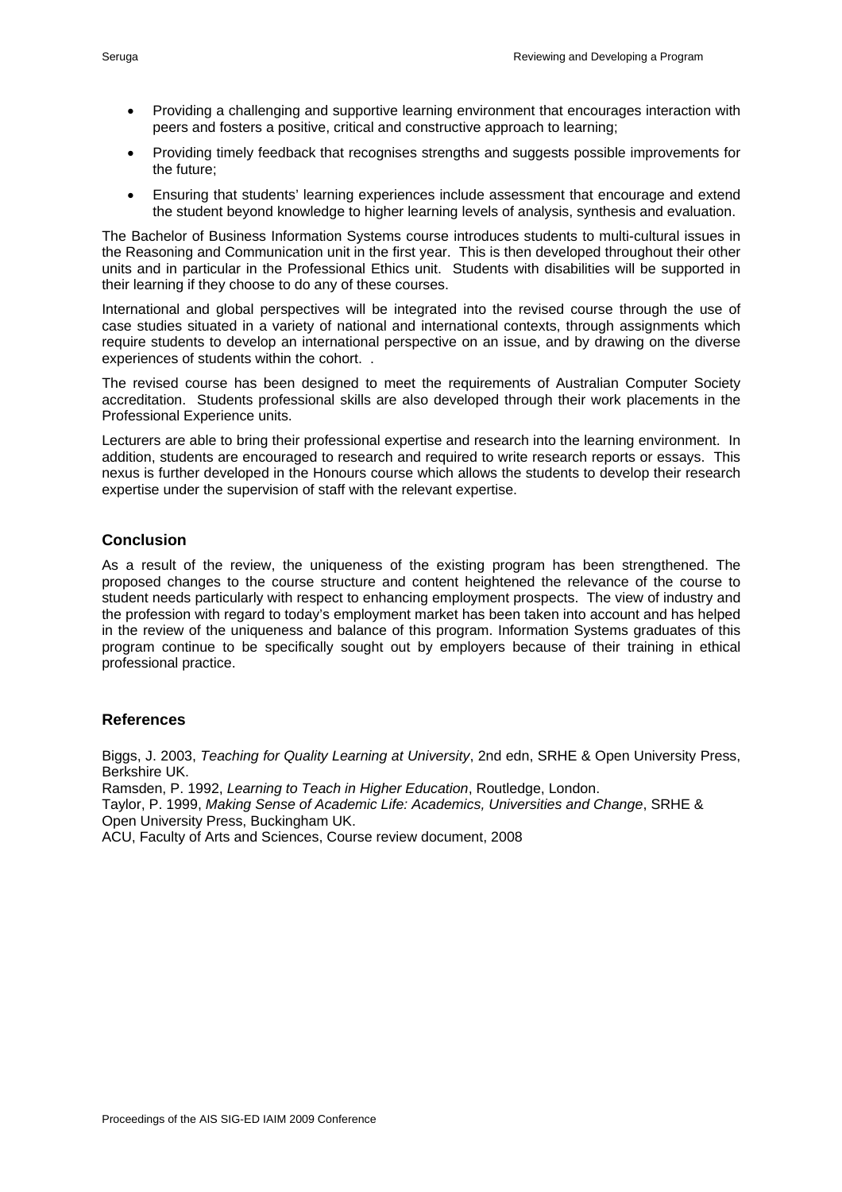- Providing a challenging and supportive learning environment that encourages interaction with peers and fosters a positive, critical and constructive approach to learning;
- Providing timely feedback that recognises strengths and suggests possible improvements for the future;
- Ensuring that students' learning experiences include assessment that encourage and extend the student beyond knowledge to higher learning levels of analysis, synthesis and evaluation.

The Bachelor of Business Information Systems course introduces students to multi-cultural issues in the Reasoning and Communication unit in the first year. This is then developed throughout their other units and in particular in the Professional Ethics unit. Students with disabilities will be supported in their learning if they choose to do any of these courses.

International and global perspectives will be integrated into the revised course through the use of case studies situated in a variety of national and international contexts, through assignments which require students to develop an international perspective on an issue, and by drawing on the diverse experiences of students within the cohort. .

The revised course has been designed to meet the requirements of Australian Computer Society accreditation. Students professional skills are also developed through their work placements in the Professional Experience units.

Lecturers are able to bring their professional expertise and research into the learning environment. In addition, students are encouraged to research and required to write research reports or essays. This nexus is further developed in the Honours course which allows the students to develop their research expertise under the supervision of staff with the relevant expertise.

## Conclusion

As a result of the review, the uniqueness of the existing program has been strengthened. The proposed changes to the course structure and content heightened the relevance of the course to student needs particularly with respect to enhancing employment prospects. The view of industry and the profession with regard to today's employment market has been taken into account and has helped in the review of the uniqueness and balance of this program. Information Systems graduates of this program continue to be specifically sought out by employers because of their training in ethical professional practice.

## References

Biggs, J. 2003, *Teaching for Quality Learning at University*, 2nd edn, SRHE & Open University Press, Berkshire UK.

Ramsden, P. 1992, *Learning to Teach in Higher Education*, Routledge, London.

Taylor, P. 1999, *Making Sense of Academic Life: Academics, Universities and Change*, SRHE & Open University Press, Buckingham UK.

ACU, Faculty of Arts and Sciences, Course review document, 2008